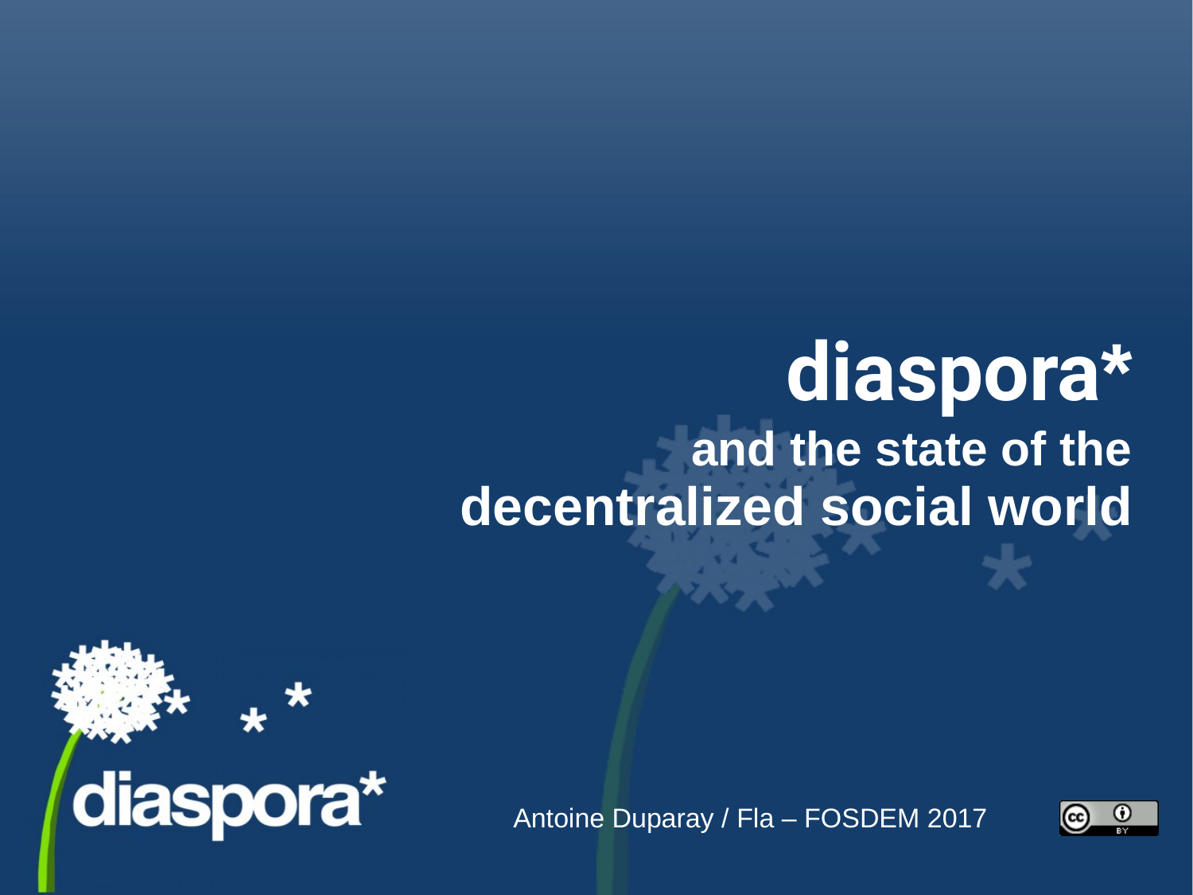# diaspora*

## and the state of the decentralized social world

diaspora*

Antoine Duparay / Fla – FOSDEM 2017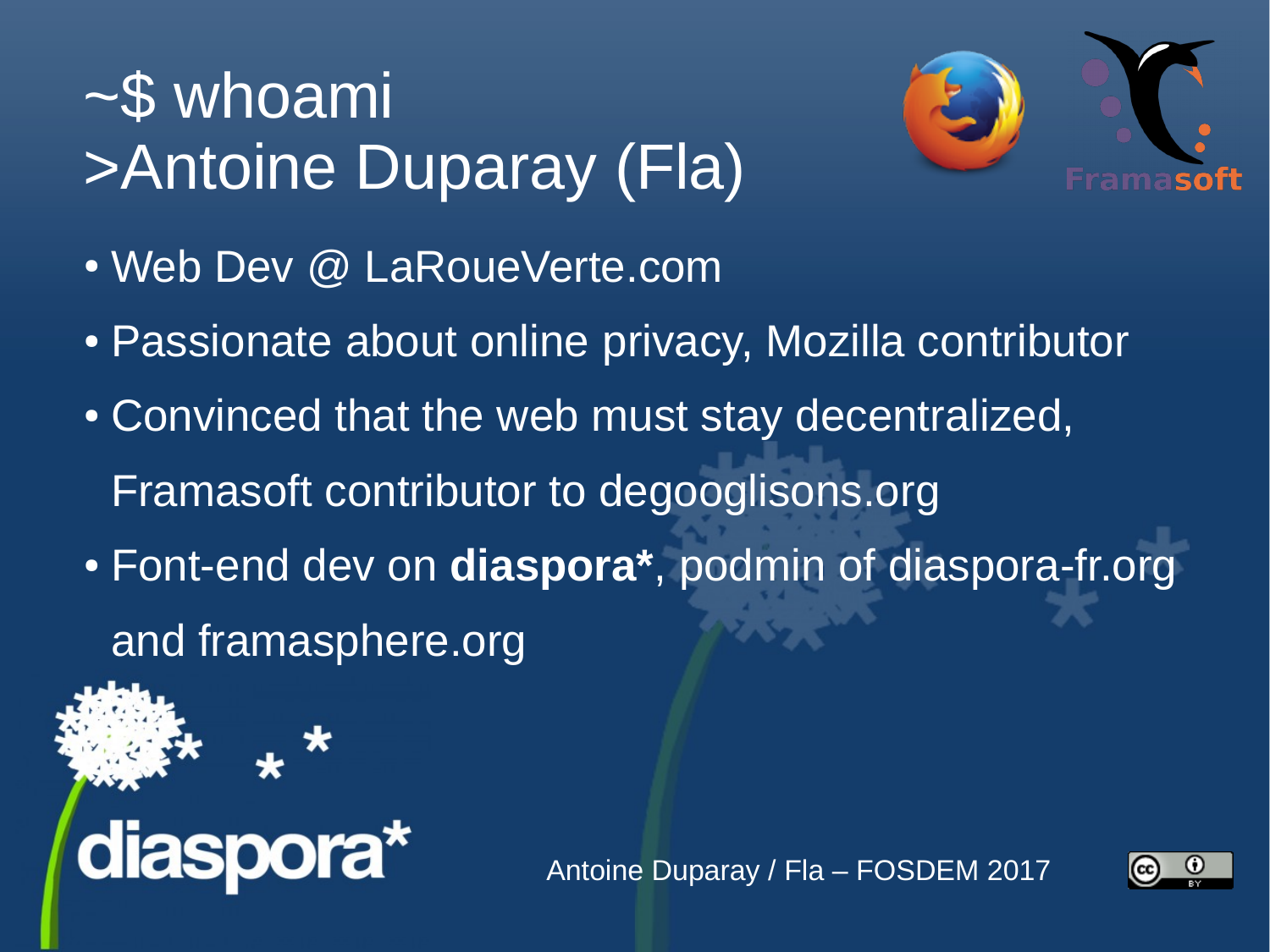# ~$ whoami
# >Antoine Duparay (Fla)

- Web Dev @ LaRoueVerte.com
- Passionate about online privacy, Mozilla contributor
- Convinced that the web must stay decentralized, Framasoft contributor to degooglisons.org
- Font-end dev on **diaspora***, podmin of diaspora-fr.org and framasphere.org

Antoine Duparay / Fla – FOSDEM 2017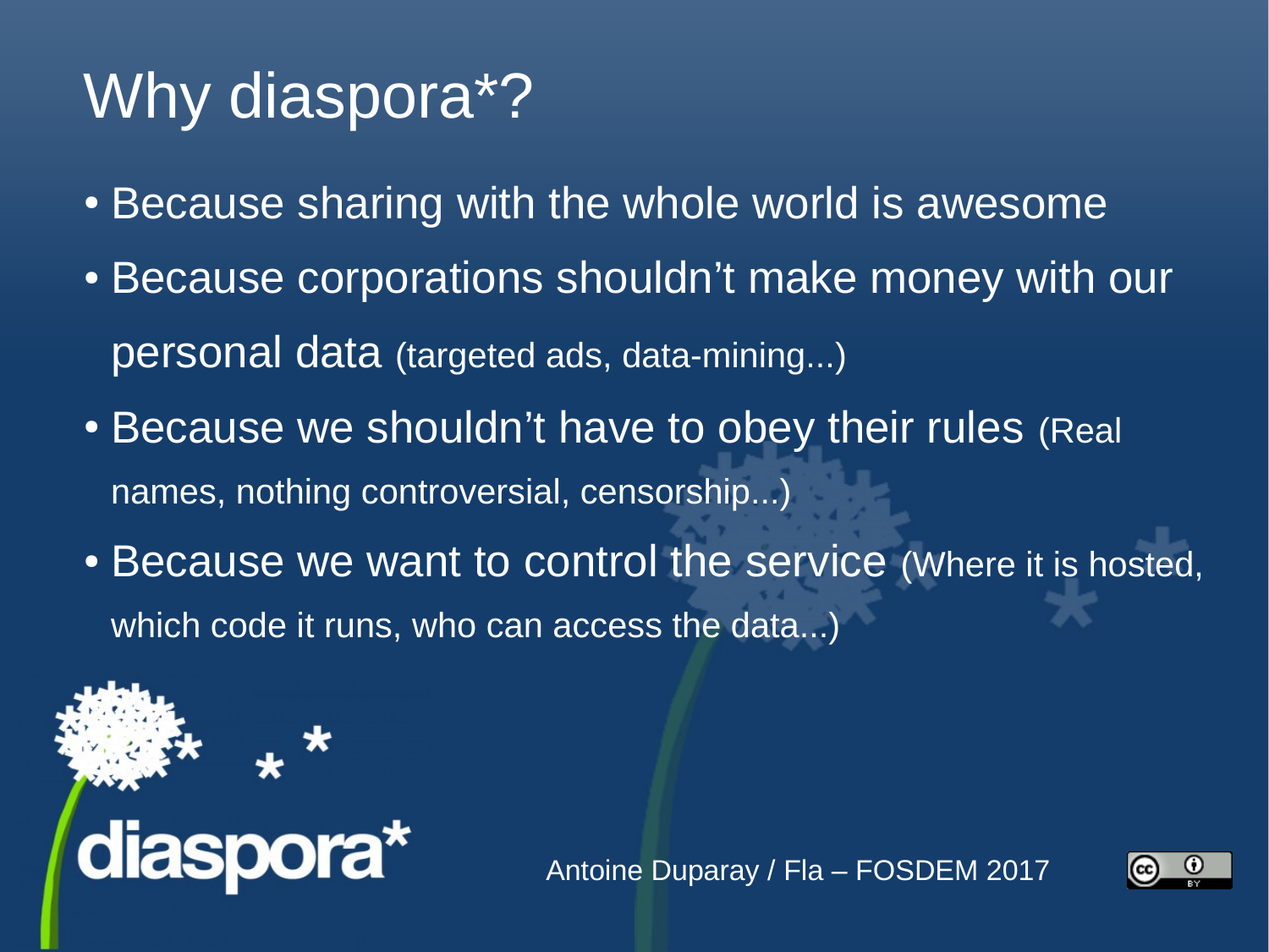# Why diaspora*?

- Because sharing with the whole world is awesome
- Because corporations shouldn't make money with our personal data (targeted ads, data-mining...)
- Because we shouldn't have to obey their rules (Real names, nothing controversial, censorship...)
- Because we want to control the service (Where it is hosted, which code it runs, who can access the data...)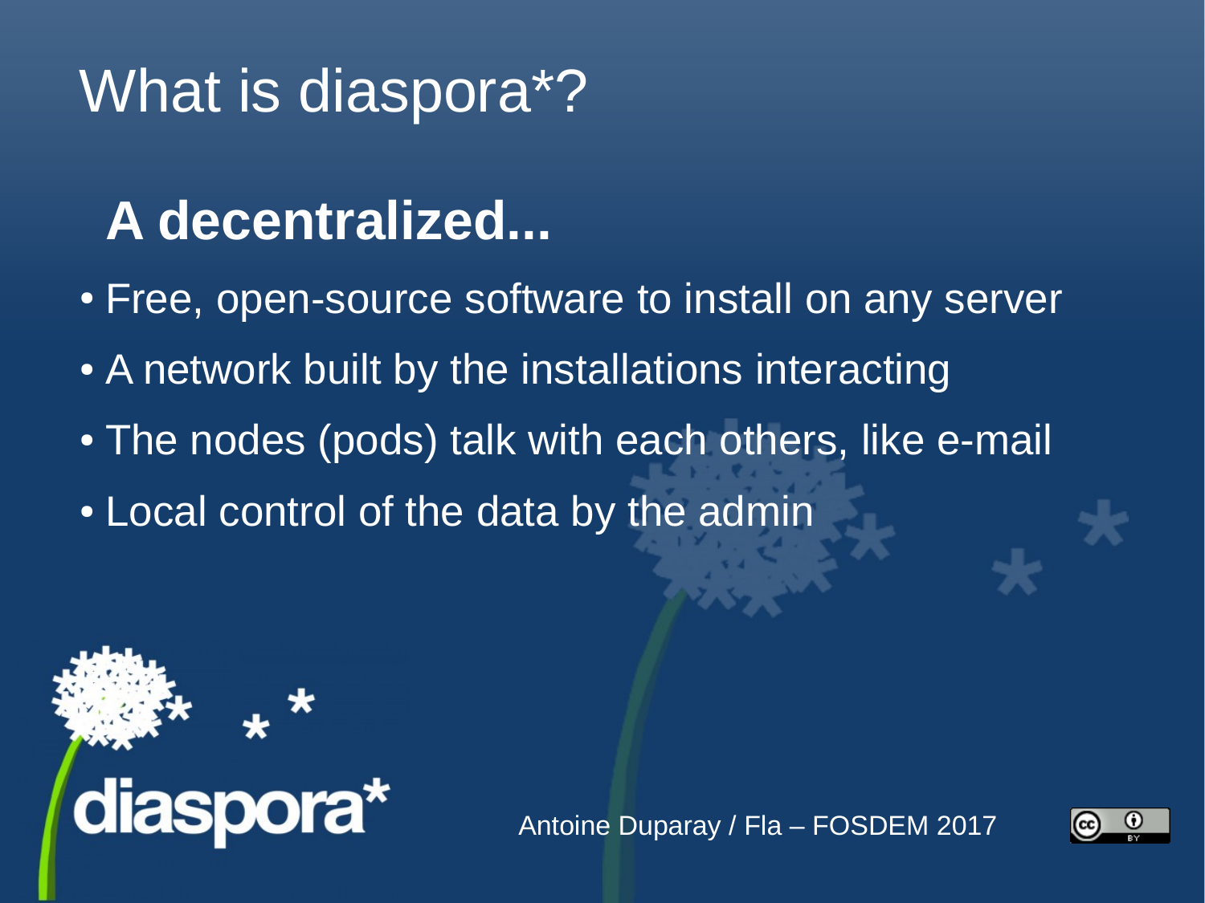# What is diaspora*?

## A decentralized...

- Free, open-source software to install on any server
- A network built by the installations interacting
- The nodes (pods) talk with each others, like e-mail
- Local control of the data by the admin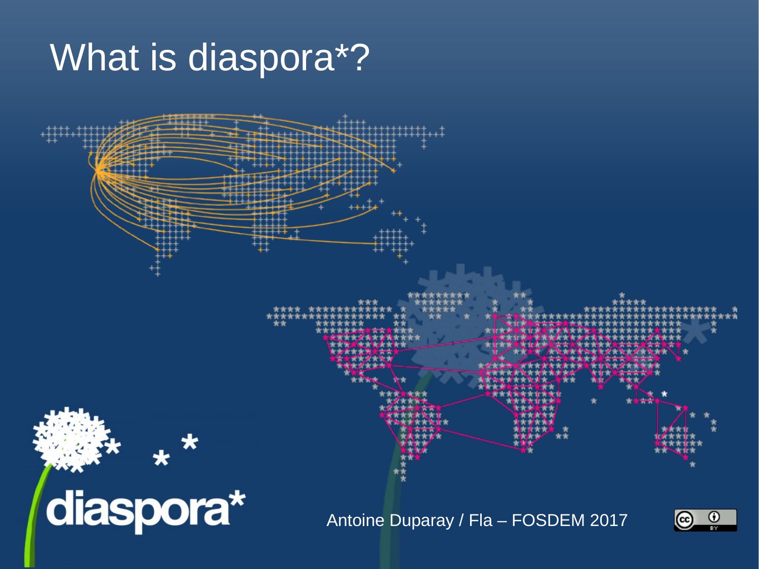# What is diaspora*?

diaspora*

Antoine Duparay / Fla – FOSDEM 2017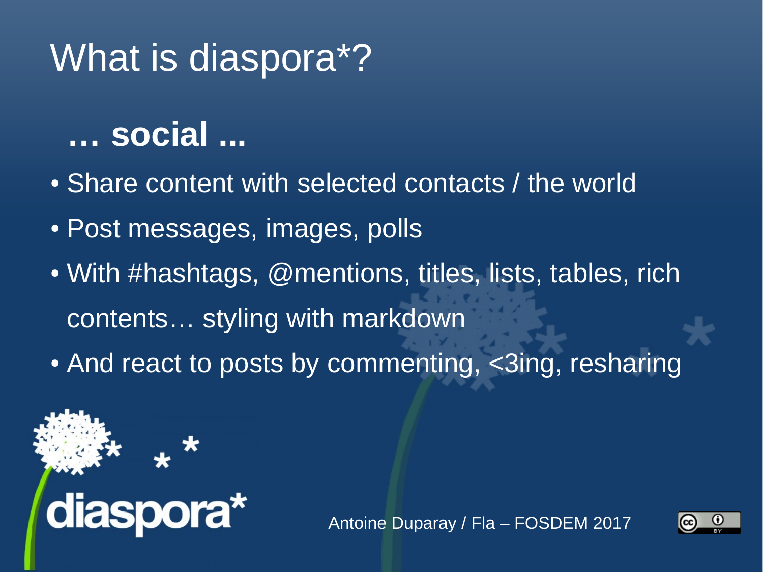# What is diaspora*?

## … social ...

- Share content with selected contacts / the world
- Post messages, images, polls
- With #hashtags, @mentions, titles, lists, tables, rich contents… styling with markdown
- And react to posts by commenting, <3ing, resharing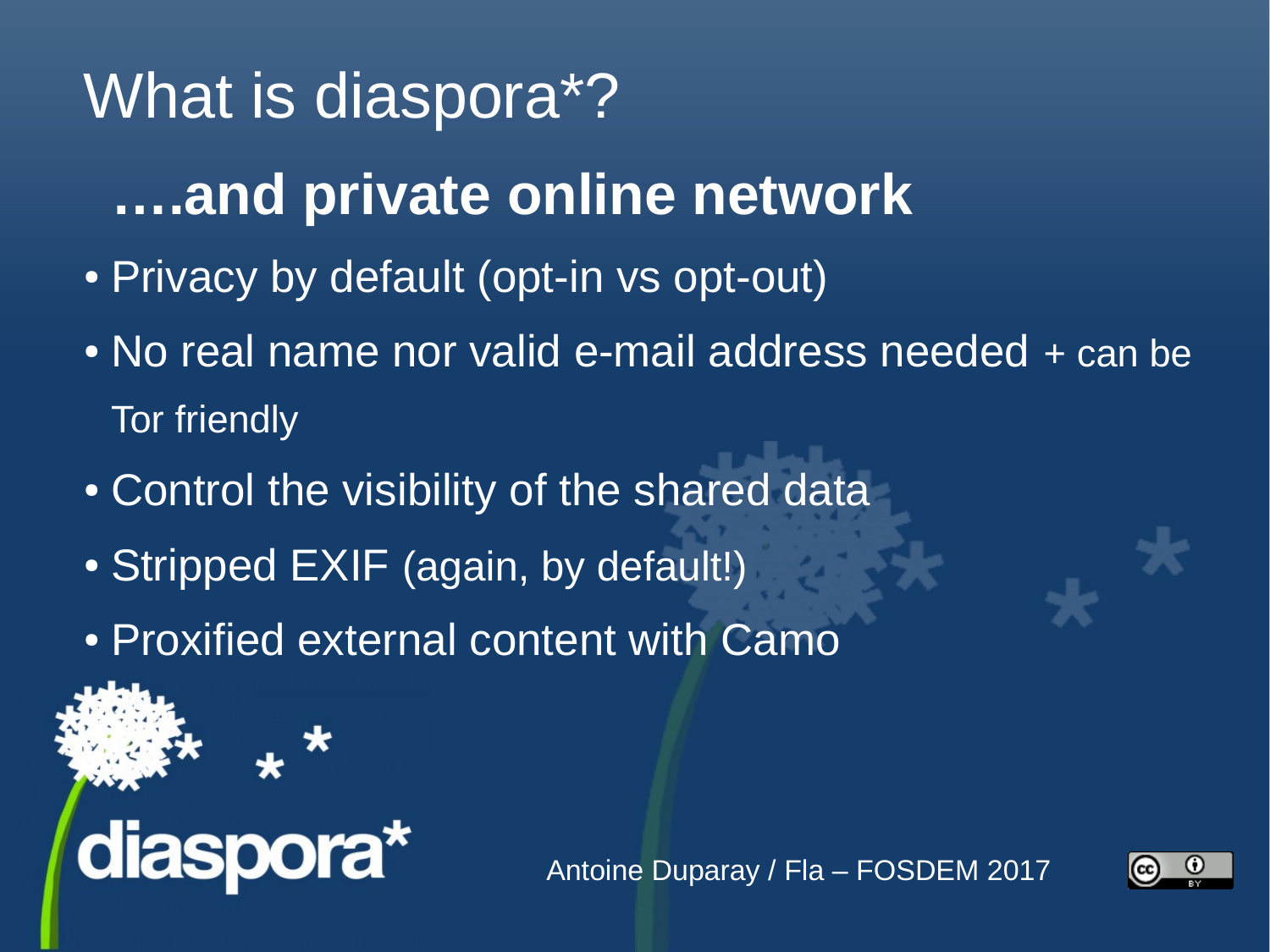# What is diaspora*?

## ….and private online network

- Privacy by default (opt-in vs opt-out)
- No real name nor valid e-mail address needed + can be Tor friendly
- Control the visibility of the shared data
- Stripped EXIF (again, by default!)
- Proxified external content with Camo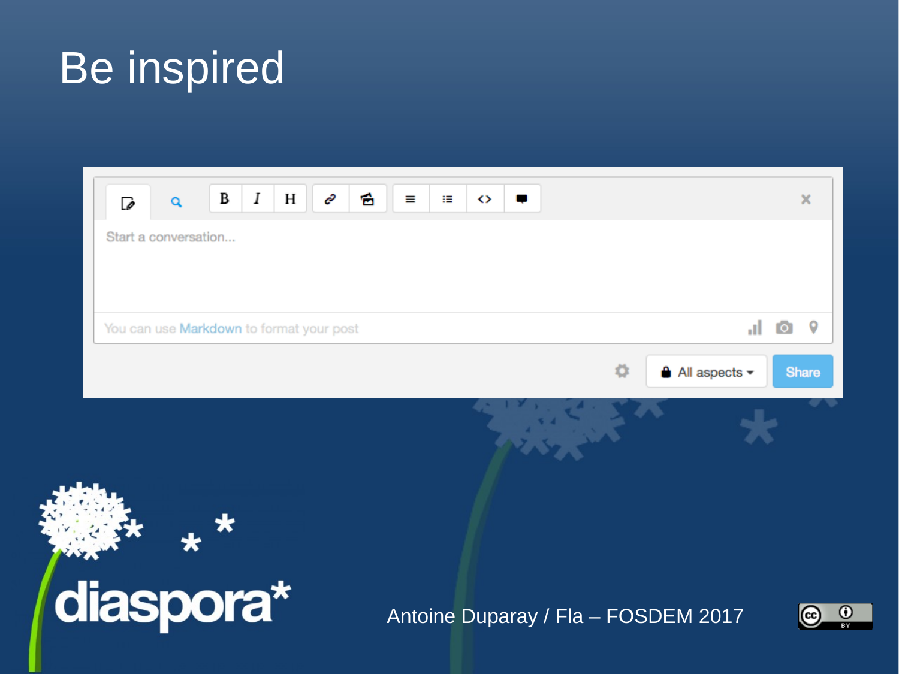# Be inspired

Start a conversation...

You can use Markdown to format your post

All aspects

Share

diaspora*

Antoine Duparay / Fla – FOSDEM 2017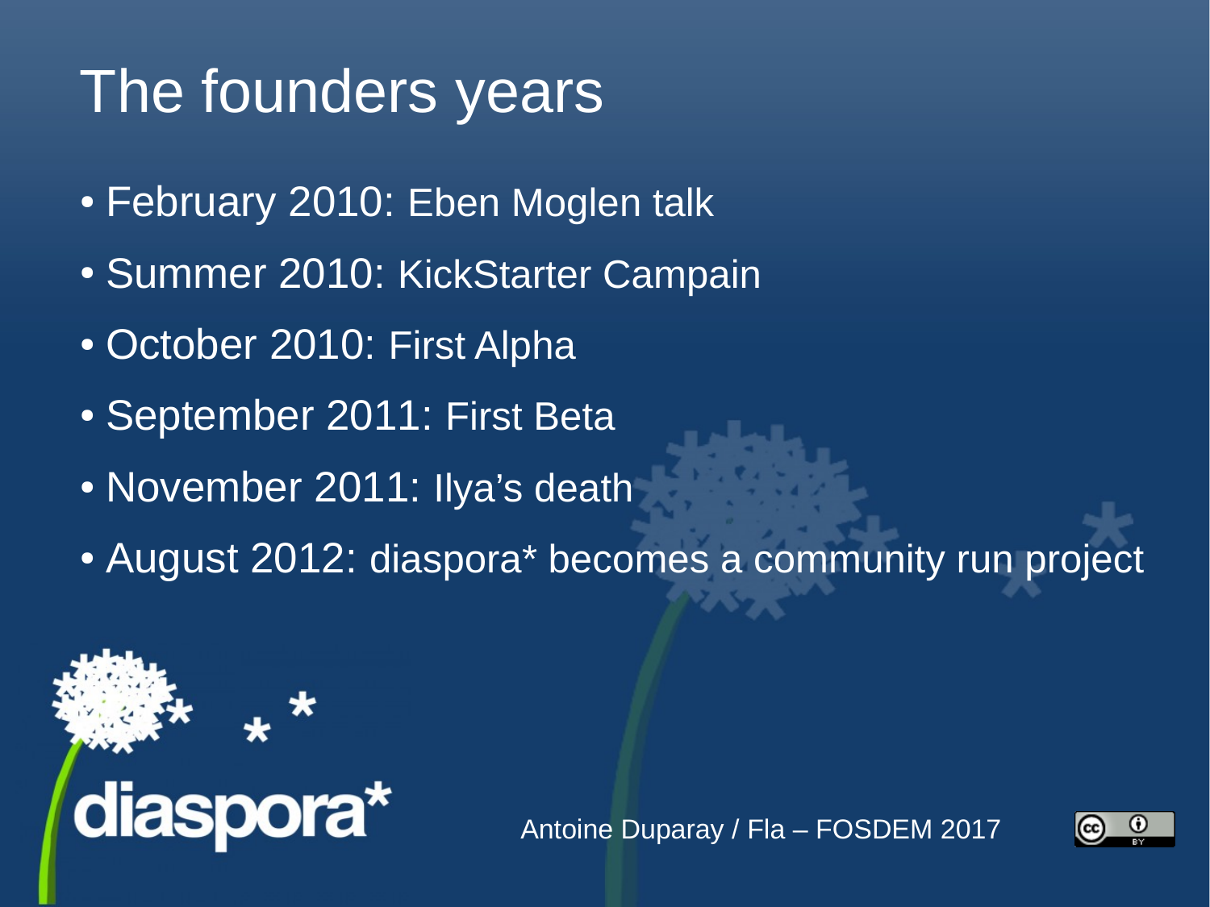# The founders years

- February 2010: Eben Moglen talk
- Summer 2010: KickStarter Campain
- October 2010: First Alpha
- September 2011: First Beta
- November 2011: Ilya's death
- August 2012: diaspora* becomes a community run project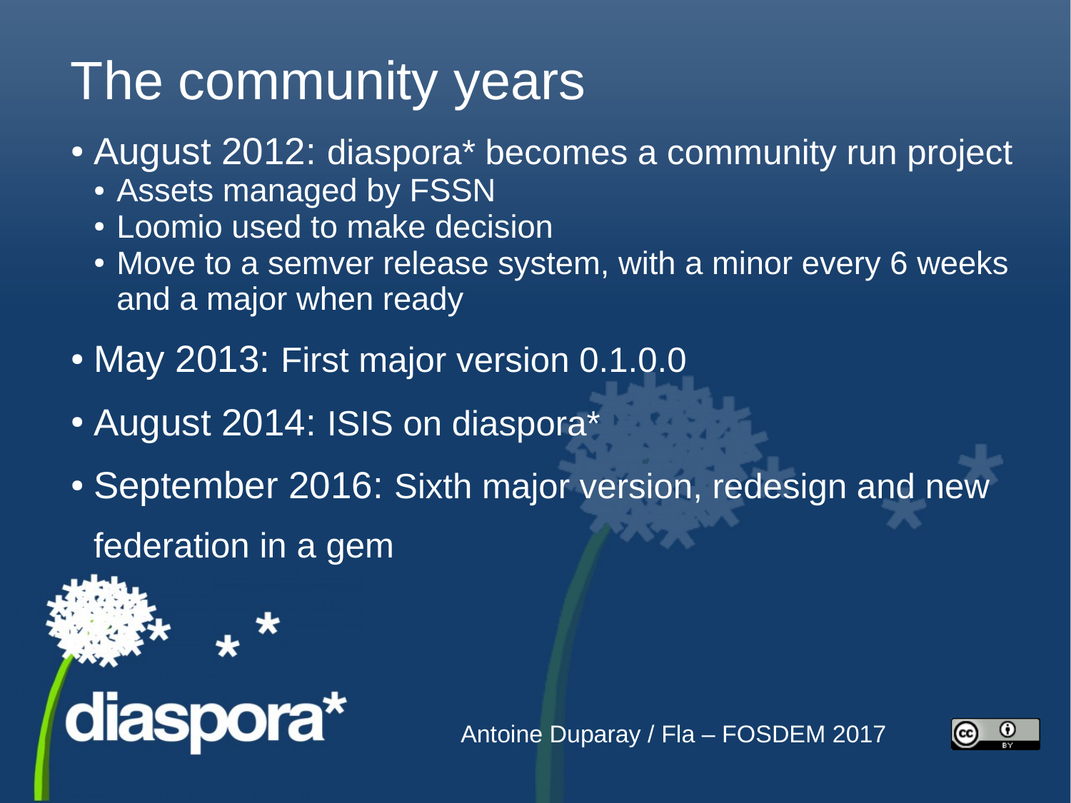# The community years

- August 2012: diaspora* becomes a community run project
  - Assets managed by FSSN
  - Loomio used to make decision
  - Move to a semver release system, with a minor every 6 weeks and a major when ready
- May 2013: First major version 0.1.0.0
- August 2014: ISIS on diaspora*
- September 2016: Sixth major version, redesign and new federation in a gem

Antoine Duparay / Fla – FOSDEM 2017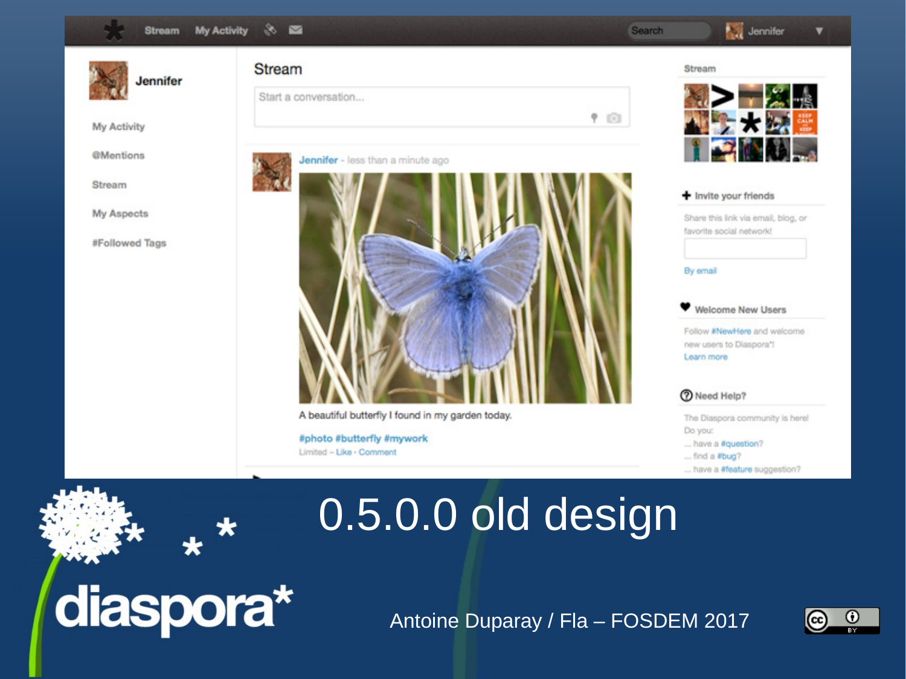# 0.5.0.0 old design

Antoine Duparay / Fla – FOSDEM 2017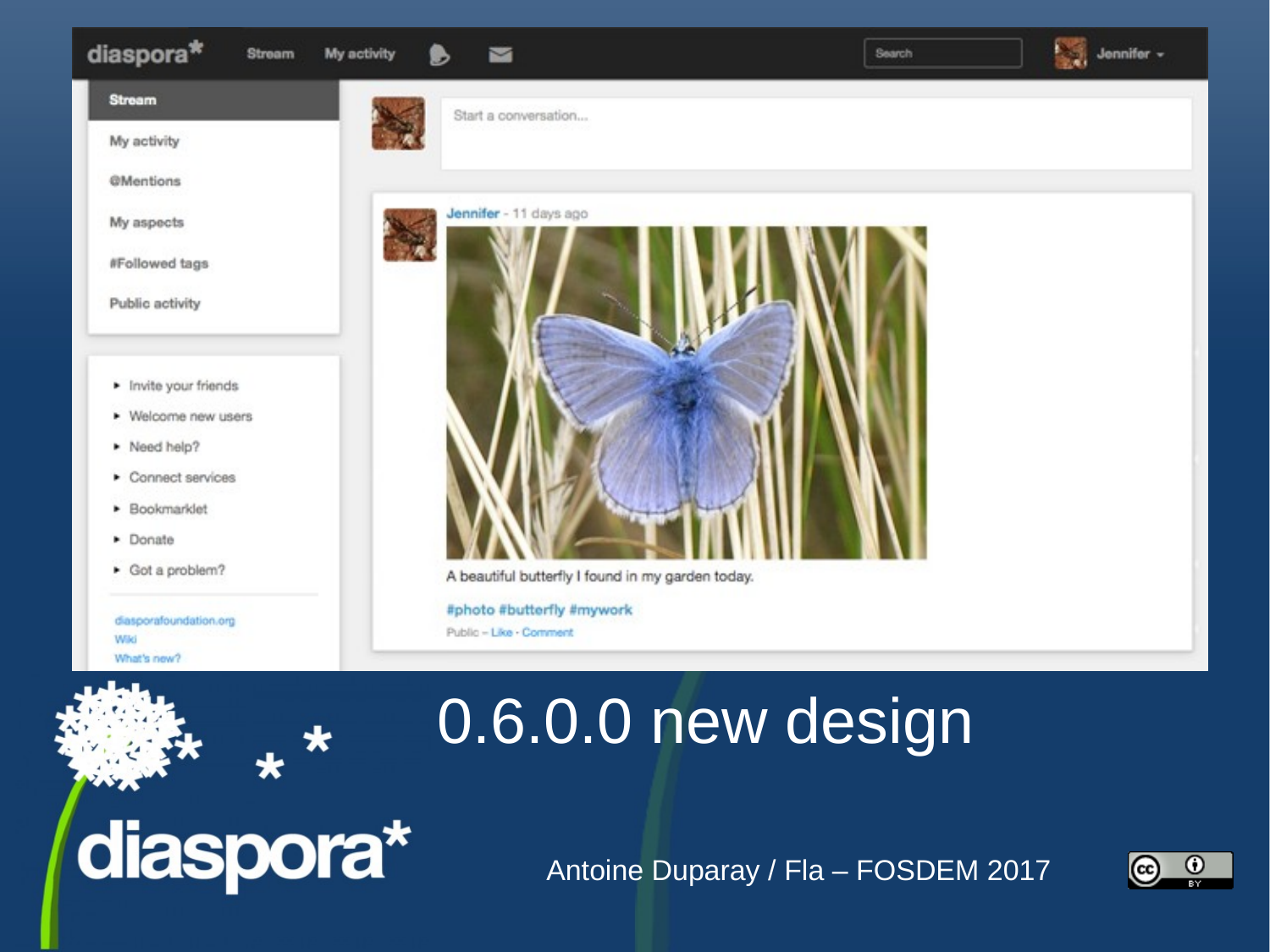# 0.6.0.0 new design

Antoine Duparay / Fla – FOSDEM 2017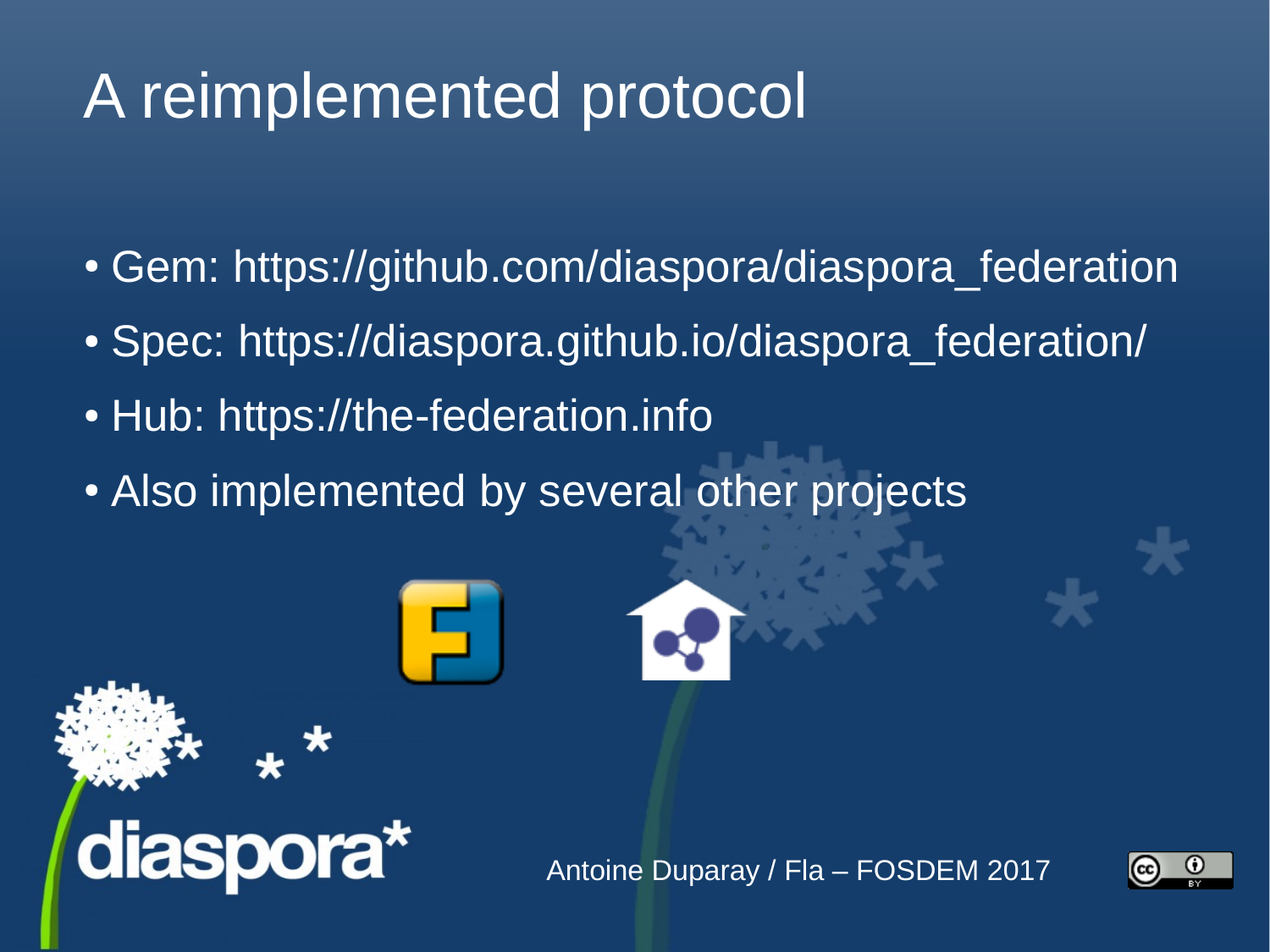# A reimplemented protocol

- Gem: https://github.com/diaspora/diaspora_federation
- Spec: https://diaspora.github.io/diaspora_federation/
- Hub: https://the-federation.info
- Also implemented by several other projects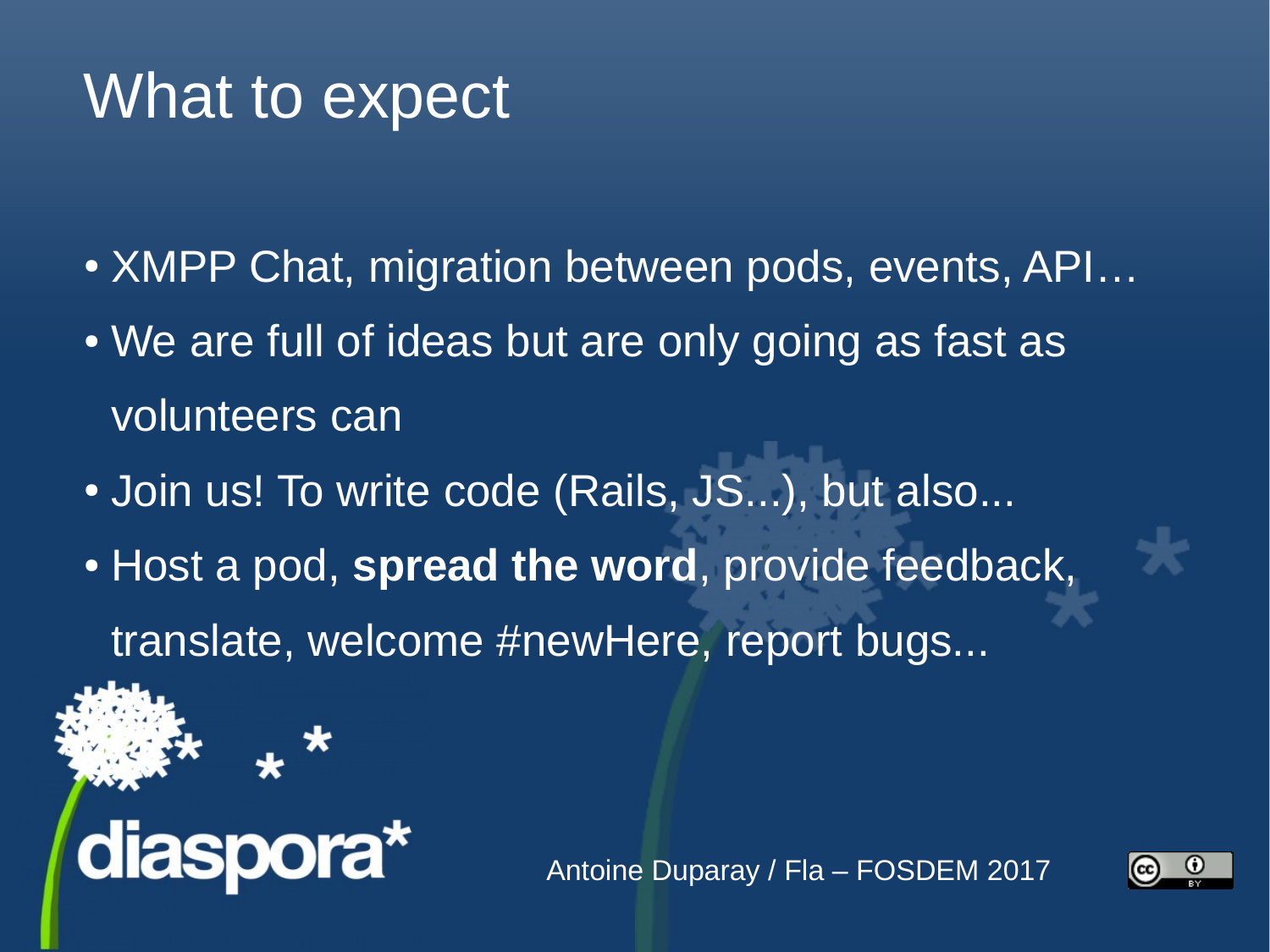# What to expect

- XMPP Chat, migration between pods, events, API…
- We are full of ideas but are only going as fast as volunteers can
- Join us! To write code (Rails, JS...), but also...
- Host a pod, **spread the word**, provide feedback, translate, welcome #newHere, report bugs...

Antoine Duparay / Fla – FOSDEM 2017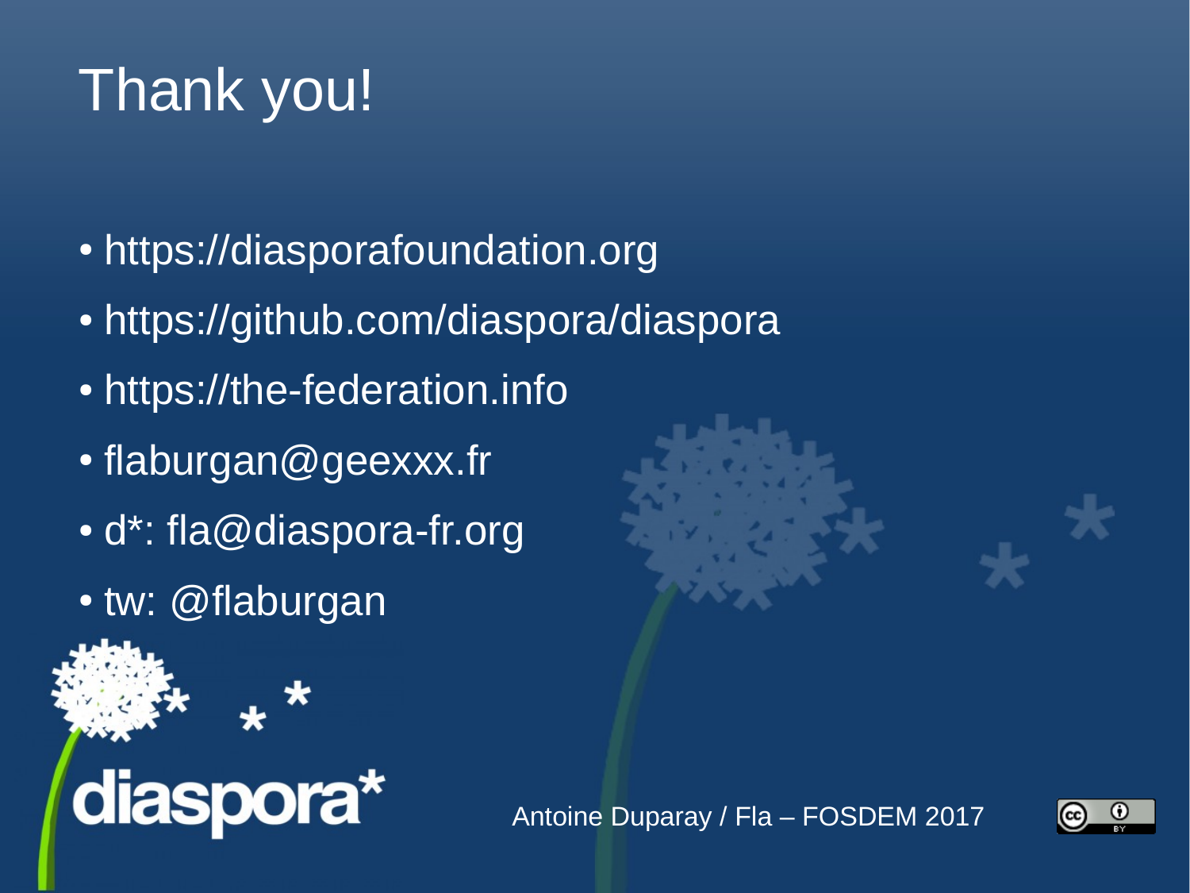# Thank you!

- https://diasporafoundation.org
- https://github.com/diaspora/diaspora
- https://the-federation.info
- flaburgan@geexxx.fr
- d*: fla@diaspora-fr.org
- tw: @flaburgan

diaspora*

Antoine Duparay / Fla – FOSDEM 2017